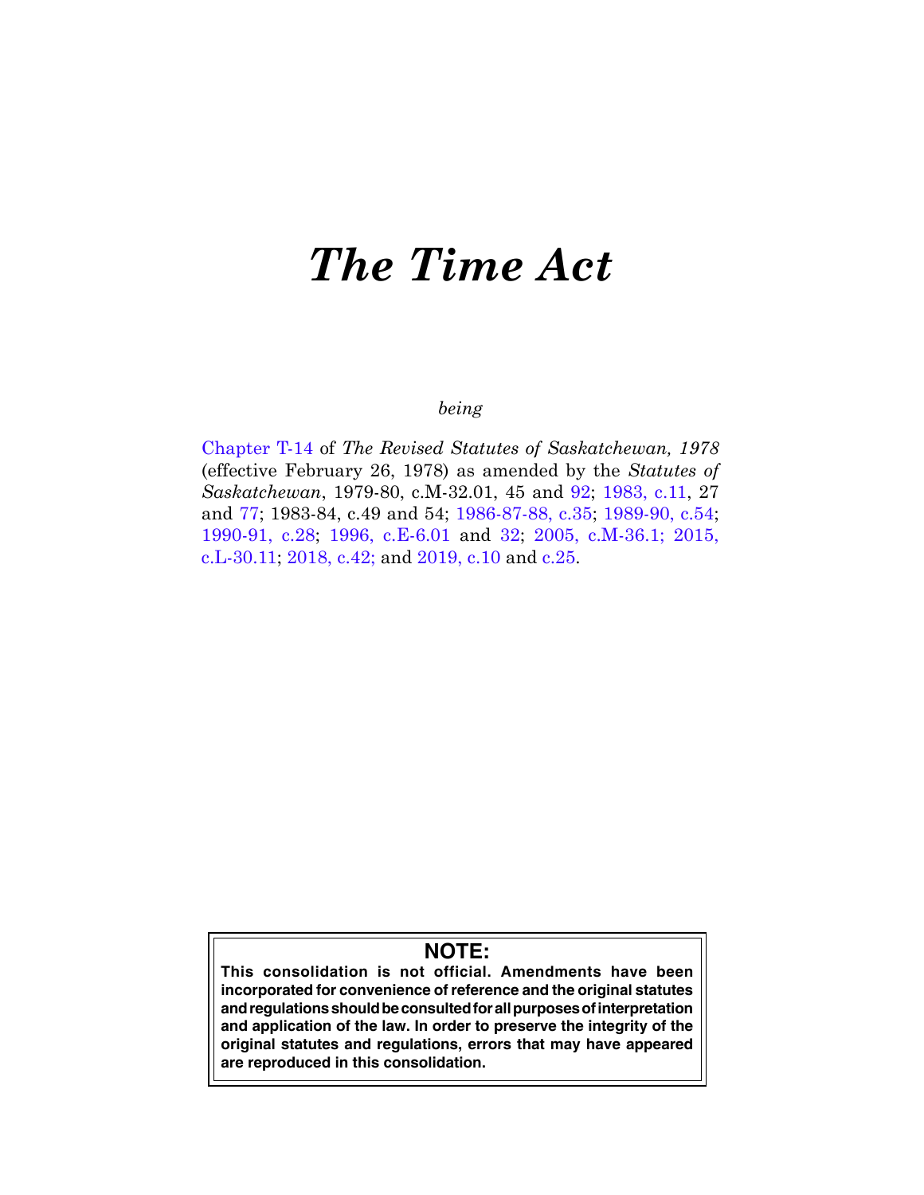# *The Time Act*

*being*

Chapter T-14 of *The Revised Statutes of Saskatchewan, 1978* (effective February 26, 1978) as amended by the *Statutes of Saskatchewan*, 1979-80, c.M-32.01, 45 and 92; 1983, c.11, 27 and 77; 1983-84, c.49 and 54; 1986-87-88, c.35; 1989-90, c.54; 1990-91, c.28; 1996, c.E-6.01 and 32; 2005, c.M-36.1; 2015, c.L-30.11; 2018, c.42; and 2019, c.10 and c.25.

**NOTE:**
**This consolidation is not official. Amendments have been incorporated for convenience of reference and the original statutes and regulations should be consulted for all purposes of interpretation and application of the law. In order to preserve the integrity of the original statutes and regulations, errors that may have appeared are reproduced in this consolidation.**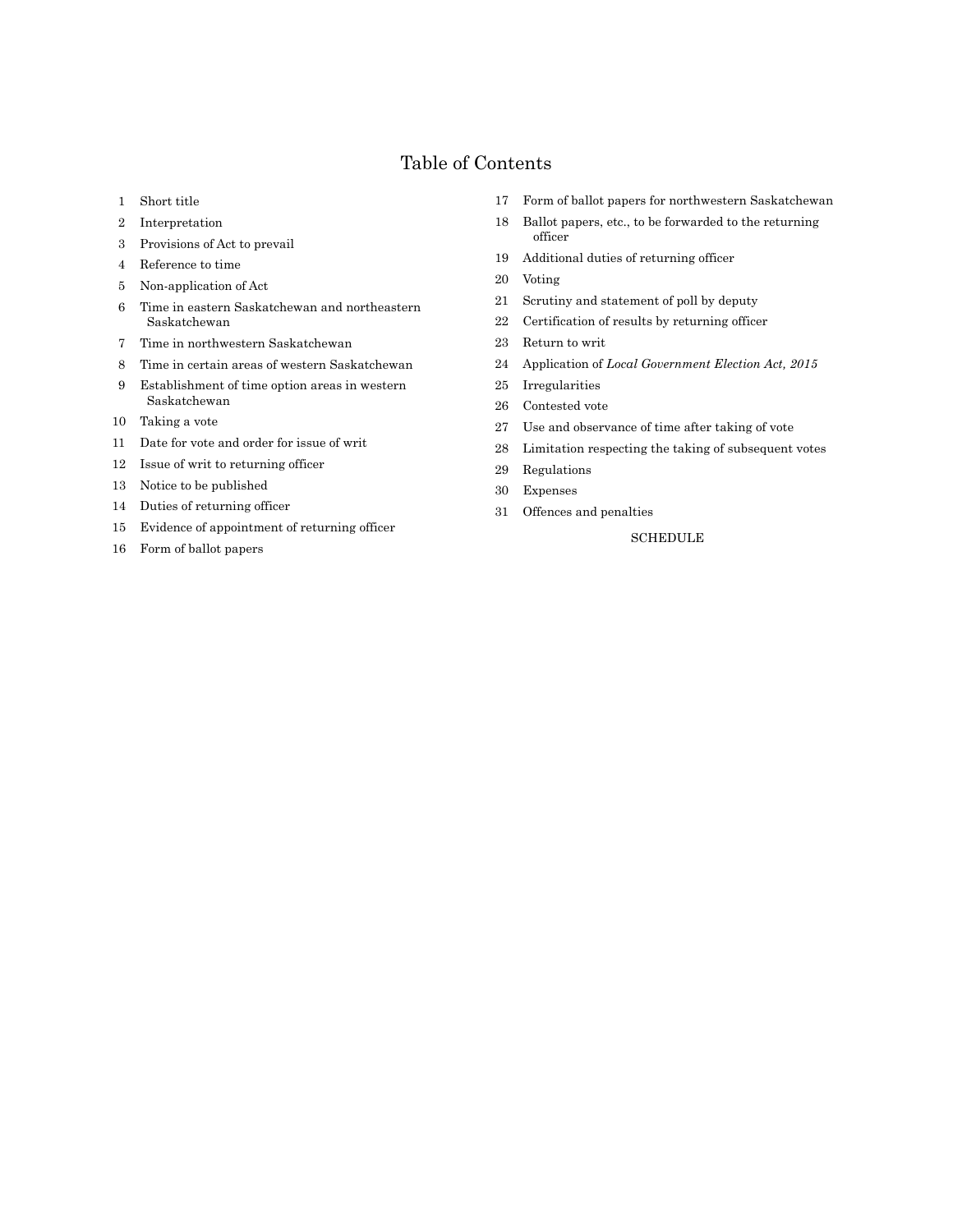# Table of Contents

1 Short title

2 Interpretation

3 Provisions of Act to prevail

4 Reference to time

5 Non-application of Act

6 Time in eastern Saskatchewan and northeastern Saskatchewan

7 Time in northwestern Saskatchewan

8 Time in certain areas of western Saskatchewan

9 Establishment of time option areas in western Saskatchewan

10 Taking a vote

11 Date for vote and order for issue of writ

12 Issue of writ to returning officer

13 Notice to be published

14 Duties of returning officer

15 Evidence of appointment of returning officer

16 Form of ballot papers

17 Form of ballot papers for northwestern Saskatchewan

18 Ballot papers, etc., to be forwarded to the returning officer

19 Additional duties of returning officer

20 Voting

21 Scrutiny and statement of poll by deputy

22 Certification of results by returning officer

23 Return to writ

24 Application of *Local Government Election Act, 2015*

25 Irregularities

26 Contested vote

27 Use and observance of time after taking of vote

28 Limitation respecting the taking of subsequent votes

29 Regulations

30 Expenses

31 Offences and penalties

SCHEDULE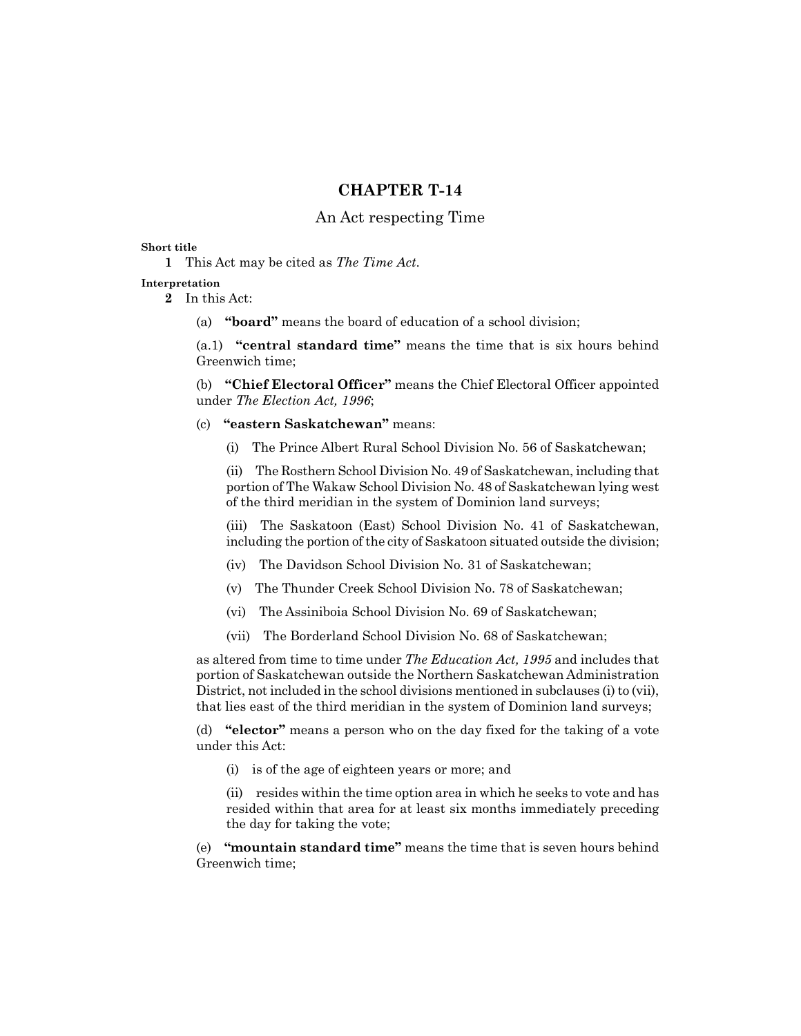# CHAPTER T-14

## An Act respecting Time

**Short title**

**1** This Act may be cited as *The Time Act*.

**Interpretation**

**2** In this Act:

(a) **"board"** means the board of education of a school division;

(a.1) **"central standard time"** means the time that is six hours behind Greenwich time;

(b) **"Chief Electoral Officer"** means the Chief Electoral Officer appointed under *The Election Act, 1996*;

(c) **"eastern Saskatchewan"** means:

(i) The Prince Albert Rural School Division No. 56 of Saskatchewan;

(ii) The Rosthern School Division No. 49 of Saskatchewan, including that portion of The Wakaw School Division No. 48 of Saskatchewan lying west of the third meridian in the system of Dominion land surveys;

(iii) The Saskatoon (East) School Division No. 41 of Saskatchewan, including the portion of the city of Saskatoon situated outside the division;

(iv) The Davidson School Division No. 31 of Saskatchewan;

(v) The Thunder Creek School Division No. 78 of Saskatchewan;

(vi) The Assiniboia School Division No. 69 of Saskatchewan;

(vii) The Borderland School Division No. 68 of Saskatchewan;

as altered from time to time under *The Education Act, 1995* and includes that portion of Saskatchewan outside the Northern Saskatchewan Administration District, not included in the school divisions mentioned in subclauses (i) to (vii), that lies east of the third meridian in the system of Dominion land surveys;

(d) **"elector"** means a person who on the day fixed for the taking of a vote under this Act:

(i) is of the age of eighteen years or more; and

(ii) resides within the time option area in which he seeks to vote and has resided within that area for at least six months immediately preceding the day for taking the vote;

(e) **"mountain standard time"** means the time that is seven hours behind Greenwich time;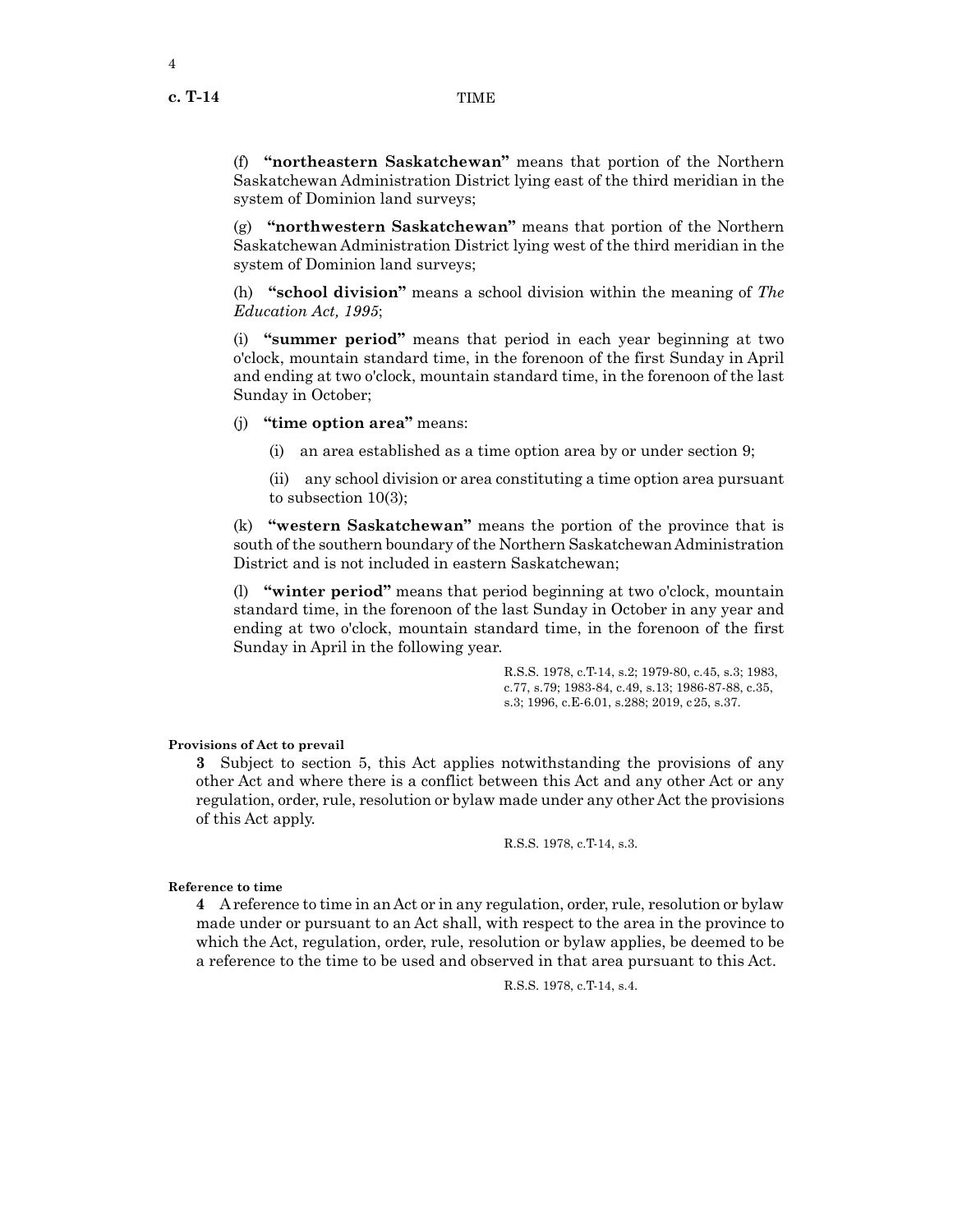(f) **"northeastern Saskatchewan"** means that portion of the Northern Saskatchewan Administration District lying east of the third meridian in the system of Dominion land surveys;

(g) **"northwestern Saskatchewan"** means that portion of the Northern Saskatchewan Administration District lying west of the third meridian in the system of Dominion land surveys;

(h) **"school division"** means a school division within the meaning of *The Education Act, 1995*;

(i) **"summer period"** means that period in each year beginning at two o'clock, mountain standard time, in the forenoon of the first Sunday in April and ending at two o'clock, mountain standard time, in the forenoon of the last Sunday in October;

(j) **"time option area"** means:

(i) an area established as a time option area by or under section 9;

(ii) any school division or area constituting a time option area pursuant to subsection 10(3);

(k) **"western Saskatchewan"** means the portion of the province that is south of the southern boundary of the Northern Saskatchewan Administration District and is not included in eastern Saskatchewan;

(l) **"winter period"** means that period beginning at two o'clock, mountain standard time, in the forenoon of the last Sunday in October in any year and ending at two o'clock, mountain standard time, in the forenoon of the first Sunday in April in the following year.

R.S.S. 1978, c.T-14, s.2; 1979-80, c.45, s.3; 1983, c.77, s.79; 1983-84, c.49, s.13; 1986-87-88, c.35, s.3; 1996, c.E-6.01, s.288; 2019, c25, s.37.

**Provisions of Act to prevail**

**3** Subject to section 5, this Act applies notwithstanding the provisions of any other Act and where there is a conflict between this Act and any other Act or any regulation, order, rule, resolution or bylaw made under any other Act the provisions of this Act apply.

R.S.S. 1978, c.T-14, s.3.

**Reference to time**

**4** A reference to time in an Act or in any regulation, order, rule, resolution or bylaw made under or pursuant to an Act shall, with respect to the area in the province to which the Act, regulation, order, rule, resolution or bylaw applies, be deemed to be a reference to the time to be used and observed in that area pursuant to this Act.

R.S.S. 1978, c.T-14, s.4.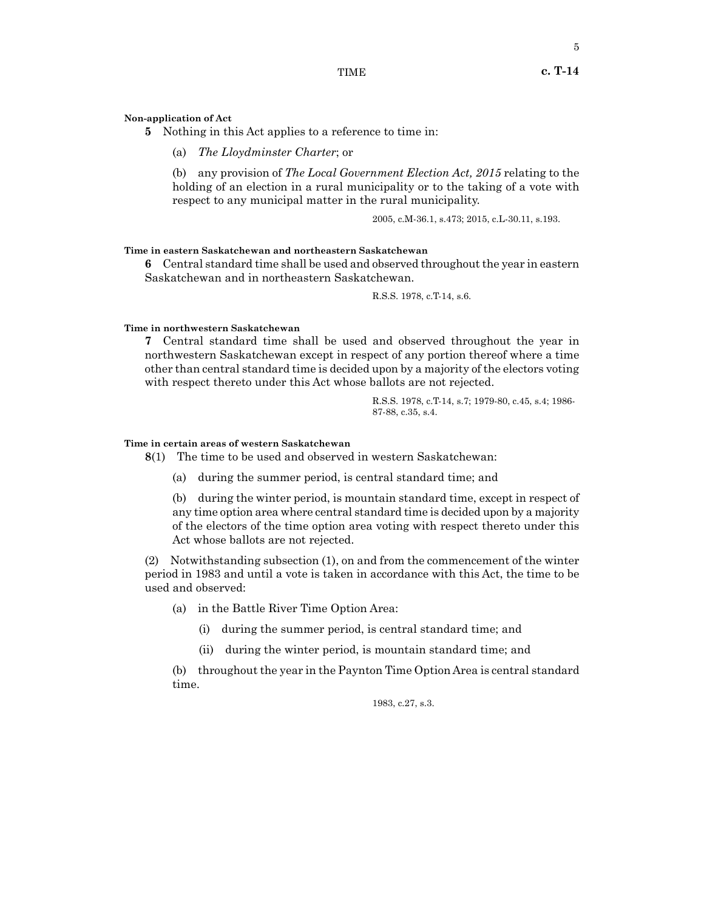**Non-application of Act**

**5** Nothing in this Act applies to a reference to time in:

(a) *The Lloydminster Charter*; or

(b) any provision of *The Local Government Election Act, 2015* relating to the holding of an election in a rural municipality or to the taking of a vote with respect to any municipal matter in the rural municipality.

2005, c.M-36.1, s.473; 2015, c.L-30.11, s.193.

**Time in eastern Saskatchewan and northeastern Saskatchewan**

**6** Central standard time shall be used and observed throughout the year in eastern Saskatchewan and in northeastern Saskatchewan.

R.S.S. 1978, c.T-14, s.6.

**Time in northwestern Saskatchewan**

**7** Central standard time shall be used and observed throughout the year in northwestern Saskatchewan except in respect of any portion thereof where a time other than central standard time is decided upon by a majority of the electors voting with respect thereto under this Act whose ballots are not rejected.

R.S.S. 1978, c.T-14, s.7; 1979-80, c.45, s.4; 1986-87-88, c.35, s.4.

**Time in certain areas of western Saskatchewan**

**8**(1) The time to be used and observed in western Saskatchewan:

(a) during the summer period, is central standard time; and

(b) during the winter period, is mountain standard time, except in respect of any time option area where central standard time is decided upon by a majority of the electors of the time option area voting with respect thereto under this Act whose ballots are not rejected.

(2) Notwithstanding subsection (1), on and from the commencement of the winter period in 1983 and until a vote is taken in accordance with this Act, the time to be used and observed:

(a) in the Battle River Time Option Area:

(i) during the summer period, is central standard time; and

(ii) during the winter period, is mountain standard time; and

(b) throughout the year in the Paynton Time Option Area is central standard time.

1983, c.27, s.3.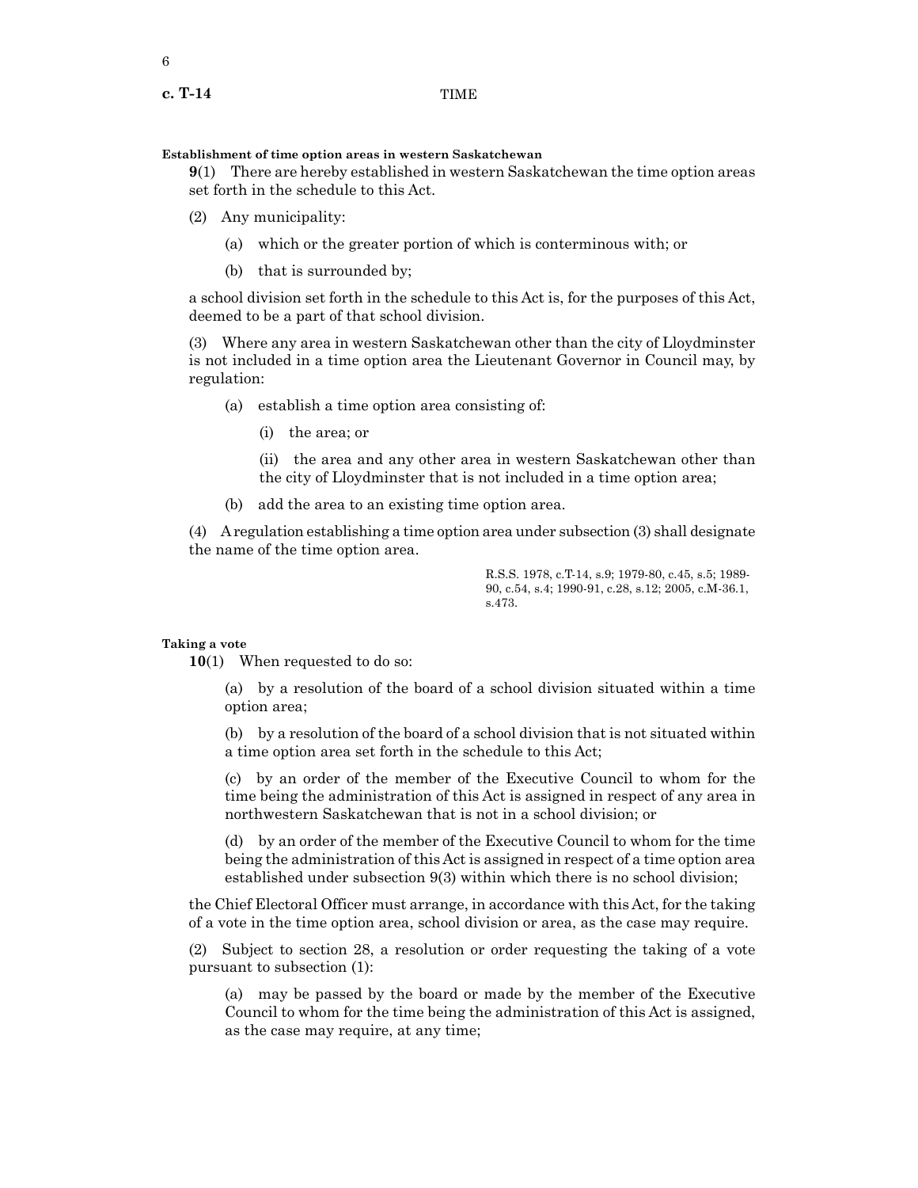**Establishment of time option areas in western Saskatchewan**

**9**(1) There are hereby established in western Saskatchewan the time option areas set forth in the schedule to this Act.

(2) Any municipality:

(a) which or the greater portion of which is conterminous with; or

(b) that is surrounded by;

a school division set forth in the schedule to this Act is, for the purposes of this Act, deemed to be a part of that school division.

(3) Where any area in western Saskatchewan other than the city of Lloydminster is not included in a time option area the Lieutenant Governor in Council may, by regulation:

(a) establish a time option area consisting of:

(i) the area; or

(ii) the area and any other area in western Saskatchewan other than the city of Lloydminster that is not included in a time option area;

(b) add the area to an existing time option area.

(4) A regulation establishing a time option area under subsection (3) shall designate the name of the time option area.

R.S.S. 1978, c.T-14, s.9; 1979-80, c.45, s.5; 1989-90, c.54, s.4; 1990-91, c.28, s.12; 2005, c.M-36.1, s.473.

**Taking a vote**

**10**(1) When requested to do so:

(a) by a resolution of the board of a school division situated within a time option area;

(b) by a resolution of the board of a school division that is not situated within a time option area set forth in the schedule to this Act;

(c) by an order of the member of the Executive Council to whom for the time being the administration of this Act is assigned in respect of any area in northwestern Saskatchewan that is not in a school division; or

(d) by an order of the member of the Executive Council to whom for the time being the administration of this Act is assigned in respect of a time option area established under subsection 9(3) within which there is no school division;

the Chief Electoral Officer must arrange, in accordance with this Act, for the taking of a vote in the time option area, school division or area, as the case may require.

(2) Subject to section 28, a resolution or order requesting the taking of a vote pursuant to subsection (1):

(a) may be passed by the board or made by the member of the Executive Council to whom for the time being the administration of this Act is assigned, as the case may require, at any time;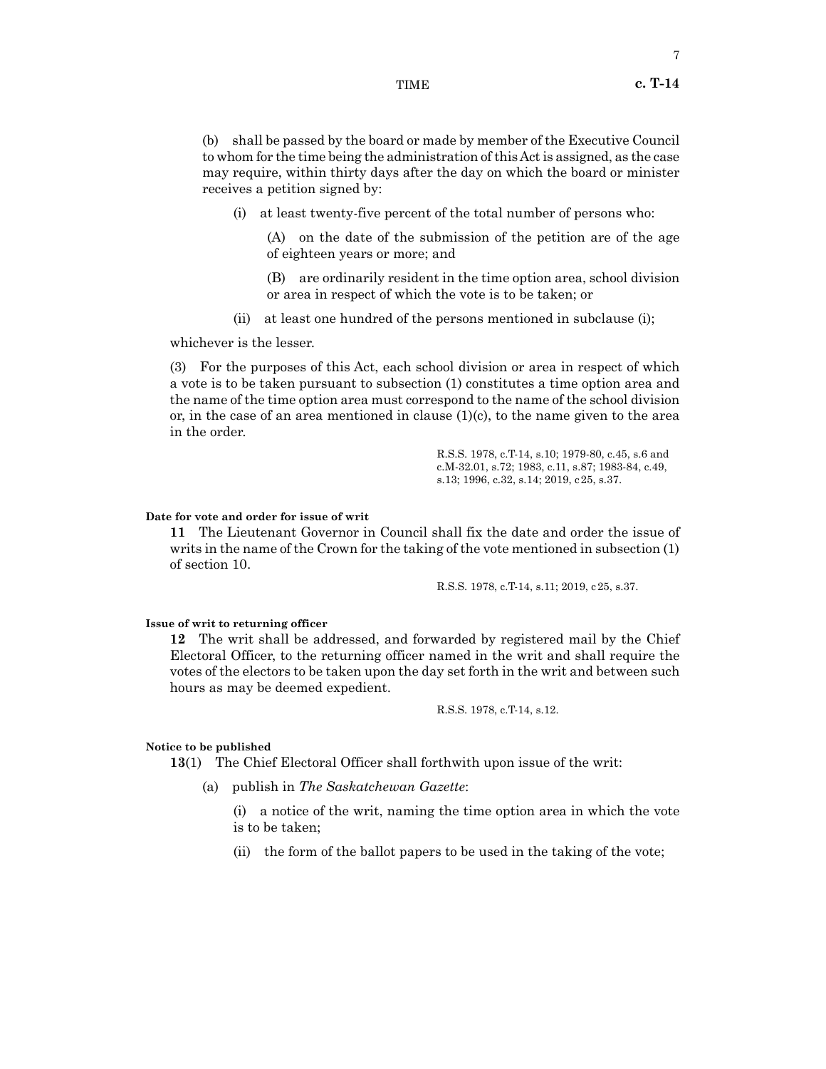(b) shall be passed by the board or made by member of the Executive Council to whom for the time being the administration of this Act is assigned, as the case may require, within thirty days after the day on which the board or minister receives a petition signed by:

(i) at least twenty-five percent of the total number of persons who:

(A) on the date of the submission of the petition are of the age of eighteen years or more; and

(B) are ordinarily resident in the time option area, school division or area in respect of which the vote is to be taken; or

(ii) at least one hundred of the persons mentioned in subclause (i);

whichever is the lesser.

(3) For the purposes of this Act, each school division or area in respect of which a vote is to be taken pursuant to subsection (1) constitutes a time option area and the name of the time option area must correspond to the name of the school division or, in the case of an area mentioned in clause (1)(c), to the name given to the area in the order.

R.S.S. 1978, c.T-14, s.10; 1979-80, c.45, s.6 and c.M-32.01, s.72; 1983, c.11, s.87; 1983-84, c.49, s.13; 1996, c.32, s.14; 2019, c25, s.37.

**Date for vote and order for issue of writ**

**11** The Lieutenant Governor in Council shall fix the date and order the issue of writs in the name of the Crown for the taking of the vote mentioned in subsection (1) of section 10.

R.S.S. 1978, c.T-14, s.11; 2019, c25, s.37.

**Issue of writ to returning officer**

**12** The writ shall be addressed, and forwarded by registered mail by the Chief Electoral Officer, to the returning officer named in the writ and shall require the votes of the electors to be taken upon the day set forth in the writ and between such hours as may be deemed expedient.

R.S.S. 1978, c.T-14, s.12.

**Notice to be published**

**13**(1) The Chief Electoral Officer shall forthwith upon issue of the writ:

(a) publish in *The Saskatchewan Gazette*:

(i) a notice of the writ, naming the time option area in which the vote is to be taken;

(ii) the form of the ballot papers to be used in the taking of the vote;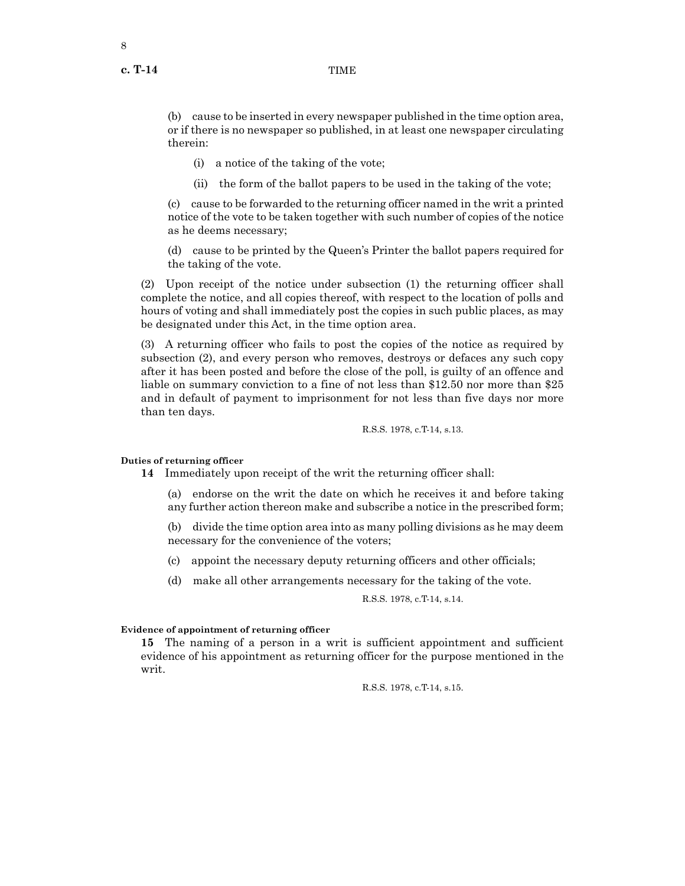(b) cause to be inserted in every newspaper published in the time option area, or if there is no newspaper so published, in at least one newspaper circulating therein:

(i) a notice of the taking of the vote;

(ii) the form of the ballot papers to be used in the taking of the vote;

(c) cause to be forwarded to the returning officer named in the writ a printed notice of the vote to be taken together with such number of copies of the notice as he deems necessary;

(d) cause to be printed by the Queen's Printer the ballot papers required for the taking of the vote.

(2) Upon receipt of the notice under subsection (1) the returning officer shall complete the notice, and all copies thereof, with respect to the location of polls and hours of voting and shall immediately post the copies in such public places, as may be designated under this Act, in the time option area.

(3) A returning officer who fails to post the copies of the notice as required by subsection (2), and every person who removes, destroys or defaces any such copy after it has been posted and before the close of the poll, is guilty of an offence and liable on summary conviction to a fine of not less than $12.50 nor more than $25 and in default of payment to imprisonment for not less than five days nor more than ten days.

R.S.S. 1978, c.T-14, s.13.

**Duties of returning officer**

**14** Immediately upon receipt of the writ the returning officer shall:

(a) endorse on the writ the date on which he receives it and before taking any further action thereon make and subscribe a notice in the prescribed form;

(b) divide the time option area into as many polling divisions as he may deem necessary for the convenience of the voters;

(c) appoint the necessary deputy returning officers and other officials;

(d) make all other arrangements necessary for the taking of the vote.

R.S.S. 1978, c.T-14, s.14.

**Evidence of appointment of returning officer**

**15** The naming of a person in a writ is sufficient appointment and sufficient evidence of his appointment as returning officer for the purpose mentioned in the writ.

R.S.S. 1978, c.T-14, s.15.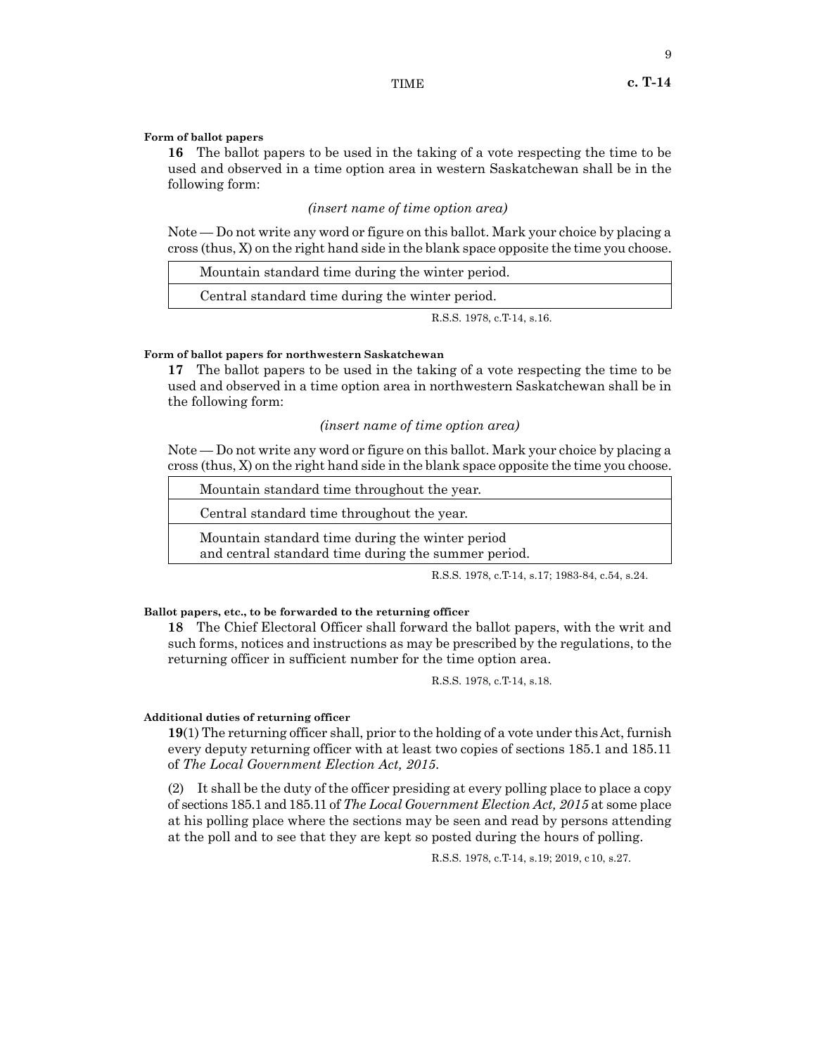**Form of ballot papers**

**16** The ballot papers to be used in the taking of a vote respecting the time to be used and observed in a time option area in western Saskatchewan shall be in the following form:

*(insert name of time option area)*

Note — Do not write any word or figure on this ballot. Mark your choice by placing a cross (thus, X) on the right hand side in the blank space opposite the time you choose.

| | |
|---|---|
| Mountain standard time during the winter period. | |
| Central standard time during the winter period. | |

R.S.S. 1978, c.T-14, s.16.

**Form of ballot papers for northwestern Saskatchewan**

**17** The ballot papers to be used in the taking of a vote respecting the time to be used and observed in a time option area in northwestern Saskatchewan shall be in the following form:

*(insert name of time option area)*

Note — Do not write any word or figure on this ballot. Mark your choice by placing a cross (thus, X) on the right hand side in the blank space opposite the time you choose.

| | |
|---|---|
| Mountain standard time throughout the year. | |
| Central standard time throughout the year. | |
| Mountain standard time during the winter period and central standard time during the summer period. | |

R.S.S. 1978, c.T-14, s.17; 1983-84, c.54, s.24.

**Ballot papers, etc., to be forwarded to the returning officer**

**18** The Chief Electoral Officer shall forward the ballot papers, with the writ and such forms, notices and instructions as may be prescribed by the regulations, to the returning officer in sufficient number for the time option area.

R.S.S. 1978, c.T-14, s.18.

**Additional duties of returning officer**

**19**(1) The returning officer shall, prior to the holding of a vote under this Act, furnish every deputy returning officer with at least two copies of sections 185.1 and 185.11 of *The Local Government Election Act, 2015*.

(2) It shall be the duty of the officer presiding at every polling place to place a copy of sections 185.1 and 185.11 of *The Local Government Election Act, 2015* at some place at his polling place where the sections may be seen and read by persons attending at the poll and to see that they are kept so posted during the hours of polling.

R.S.S. 1978, c.T-14, s.19; 2019, c 10, s.27.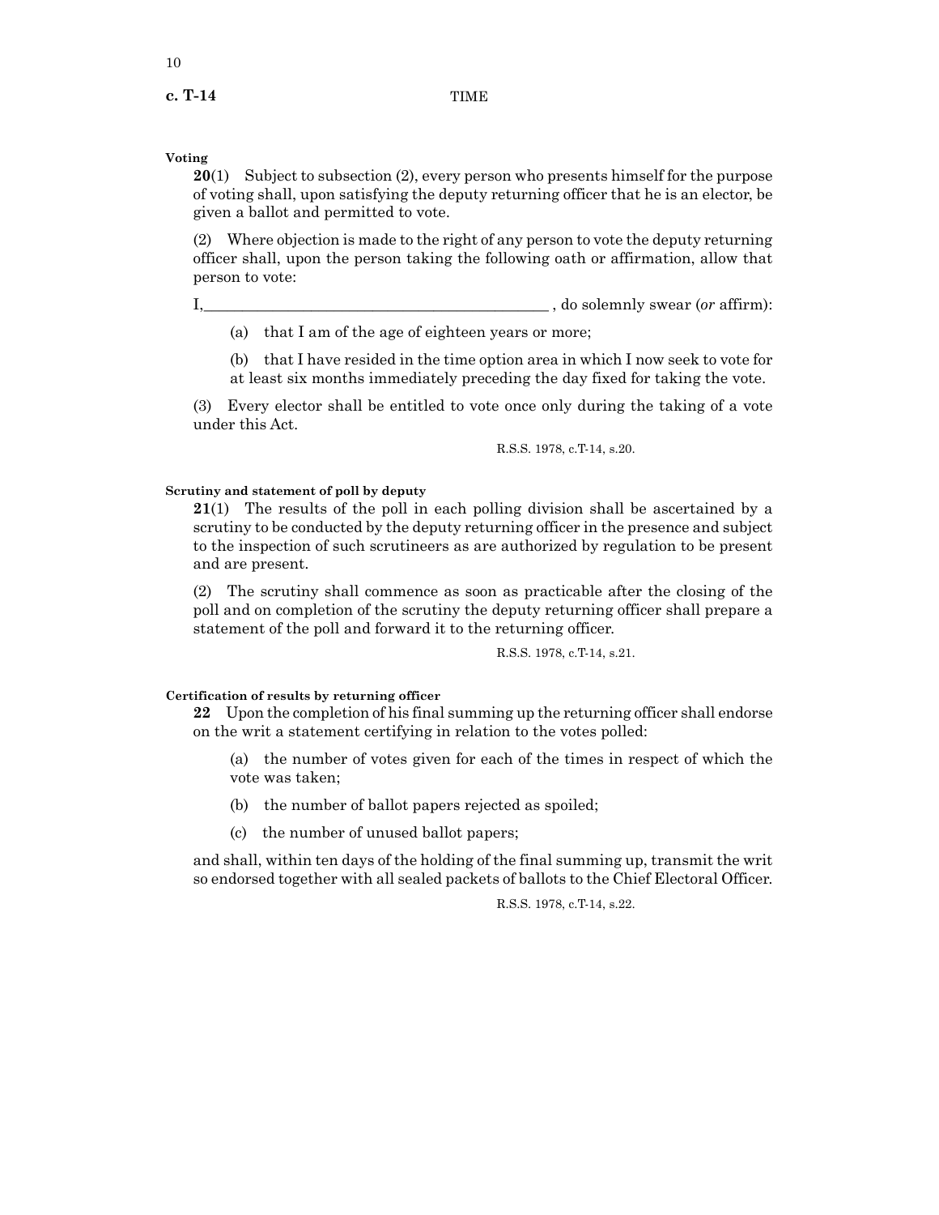**Voting**

**20**(1) Subject to subsection (2), every person who presents himself for the purpose of voting shall, upon satisfying the deputy returning officer that he is an elector, be given a ballot and permitted to vote.

(2) Where objection is made to the right of any person to vote the deputy returning officer shall, upon the person taking the following oath or affirmation, allow that person to vote:

I,_____________________________________________ , do solemnly swear (*or* affirm):

(a) that I am of the age of eighteen years or more;

(b) that I have resided in the time option area in which I now seek to vote for at least six months immediately preceding the day fixed for taking the vote.

(3) Every elector shall be entitled to vote once only during the taking of a vote under this Act.

R.S.S. 1978, c.T-14, s.20.

**Scrutiny and statement of poll by deputy**

**21**(1) The results of the poll in each polling division shall be ascertained by a scrutiny to be conducted by the deputy returning officer in the presence and subject to the inspection of such scrutineers as are authorized by regulation to be present and are present.

(2) The scrutiny shall commence as soon as practicable after the closing of the poll and on completion of the scrutiny the deputy returning officer shall prepare a statement of the poll and forward it to the returning officer.

R.S.S. 1978, c.T-14, s.21.

**Certification of results by returning officer**

**22** Upon the completion of his final summing up the returning officer shall endorse on the writ a statement certifying in relation to the votes polled:

(a) the number of votes given for each of the times in respect of which the vote was taken;

(b) the number of ballot papers rejected as spoiled;

(c) the number of unused ballot papers;

and shall, within ten days of the holding of the final summing up, transmit the writ so endorsed together with all sealed packets of ballots to the Chief Electoral Officer.

R.S.S. 1978, c.T-14, s.22.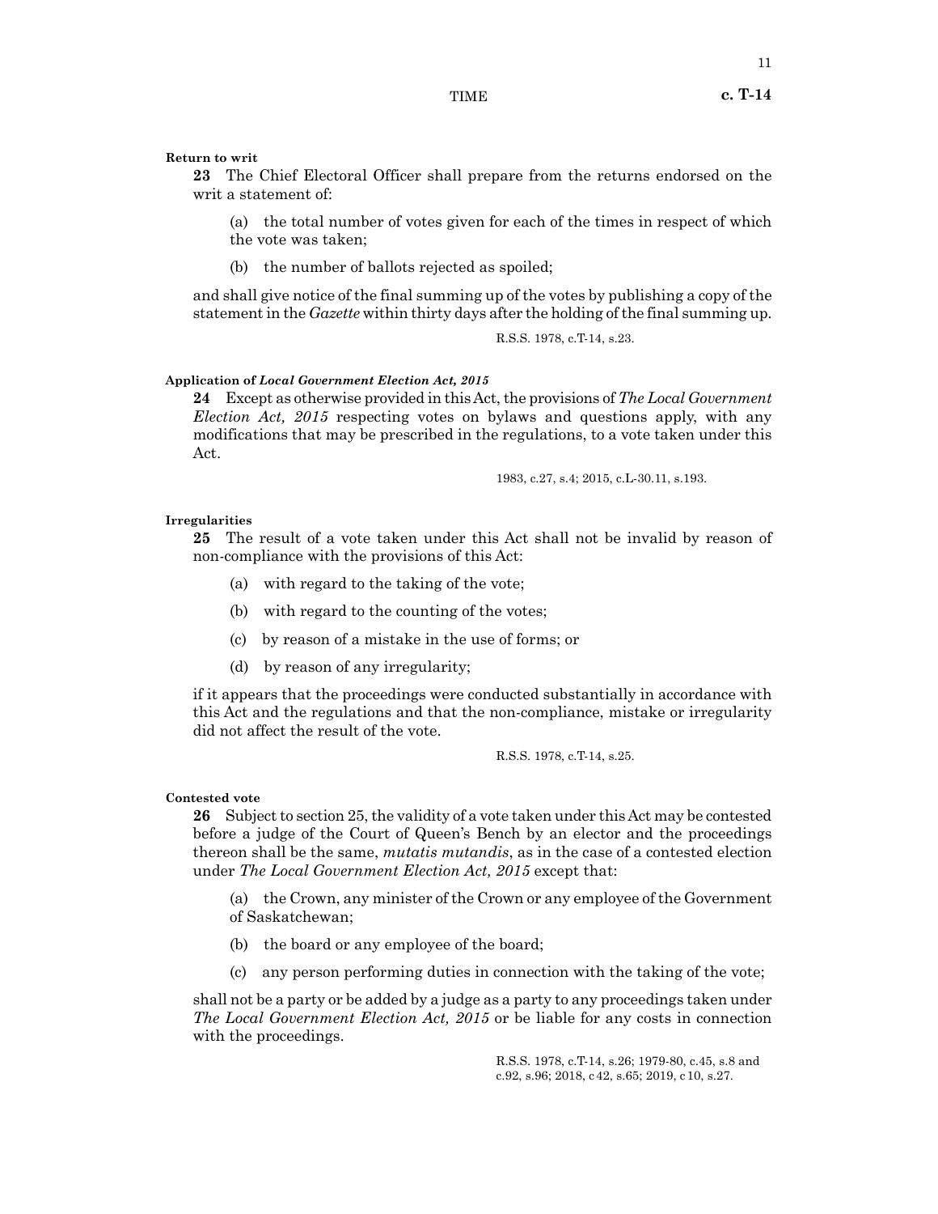**Return to writ**

**23** The Chief Electoral Officer shall prepare from the returns endorsed on the writ a statement of:

(a) the total number of votes given for each of the times in respect of which the vote was taken;

(b) the number of ballots rejected as spoiled;

and shall give notice of the final summing up of the votes by publishing a copy of the statement in the *Gazette* within thirty days after the holding of the final summing up.

R.S.S. 1978, c.T-14, s.23.

**Application of *Local Government Election Act, 2015***

**24** Except as otherwise provided in this Act, the provisions of *The Local Government Election Act, 2015* respecting votes on bylaws and questions apply, with any modifications that may be prescribed in the regulations, to a vote taken under this Act.

1983, c.27, s.4; 2015, c.L-30.11, s.193.

**Irregularities**

**25** The result of a vote taken under this Act shall not be invalid by reason of non-compliance with the provisions of this Act:

(a) with regard to the taking of the vote;

(b) with regard to the counting of the votes;

(c) by reason of a mistake in the use of forms; or

(d) by reason of any irregularity;

if it appears that the proceedings were conducted substantially in accordance with this Act and the regulations and that the non-compliance, mistake or irregularity did not affect the result of the vote.

R.S.S. 1978, c.T-14, s.25.

**Contested vote**

**26** Subject to section 25, the validity of a vote taken under this Act may be contested before a judge of the Court of Queen's Bench by an elector and the proceedings thereon shall be the same, *mutatis mutandis*, as in the case of a contested election under *The Local Government Election Act, 2015* except that:

(a) the Crown, any minister of the Crown or any employee of the Government of Saskatchewan;

(b) the board or any employee of the board;

(c) any person performing duties in connection with the taking of the vote;

shall not be a party or be added by a judge as a party to any proceedings taken under *The Local Government Election Act, 2015* or be liable for any costs in connection with the proceedings.

R.S.S. 1978, c.T-14, s.26; 1979-80, c.45, s.8 and c.92, s.96; 2018, c 42, s.65; 2019, c 10, s.27.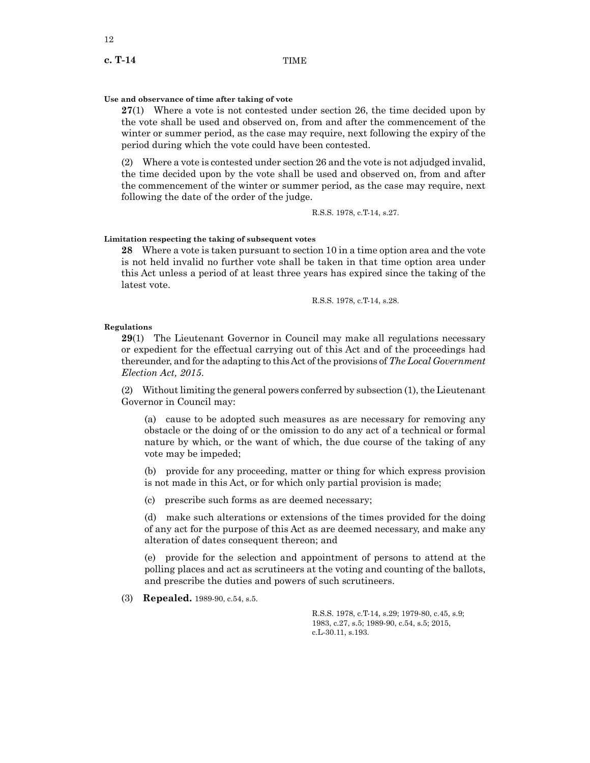**Use and observance of time after taking of vote**

**27**(1) Where a vote is not contested under section 26, the time decided upon by the vote shall be used and observed on, from and after the commencement of the winter or summer period, as the case may require, next following the expiry of the period during which the vote could have been contested.

(2) Where a vote is contested under section 26 and the vote is not adjudged invalid, the time decided upon by the vote shall be used and observed on, from and after the commencement of the winter or summer period, as the case may require, next following the date of the order of the judge.

R.S.S. 1978, c.T-14, s.27.

**Limitation respecting the taking of subsequent votes**

**28** Where a vote is taken pursuant to section 10 in a time option area and the vote is not held invalid no further vote shall be taken in that time option area under this Act unless a period of at least three years has expired since the taking of the latest vote.

R.S.S. 1978, c.T-14, s.28.

**Regulations**

**29**(1) The Lieutenant Governor in Council may make all regulations necessary or expedient for the effectual carrying out of this Act and of the proceedings had thereunder, and for the adapting to this Act of the provisions of *The Local Government Election Act, 2015*.

(2) Without limiting the general powers conferred by subsection (1), the Lieutenant Governor in Council may:

(a) cause to be adopted such measures as are necessary for removing any obstacle or the doing of or the omission to do any act of a technical or formal nature by which, or the want of which, the due course of the taking of any vote may be impeded;

(b) provide for any proceeding, matter or thing for which express provision is not made in this Act, or for which only partial provision is made;

(c) prescribe such forms as are deemed necessary;

(d) make such alterations or extensions of the times provided for the doing of any act for the purpose of this Act as are deemed necessary, and make any alteration of dates consequent thereon; and

(e) provide for the selection and appointment of persons to attend at the polling places and act as scrutineers at the voting and counting of the ballots, and prescribe the duties and powers of such scrutineers.

(3) **Repealed.** 1989-90, c.54, s.5.

R.S.S. 1978, c.T-14, s.29; 1979-80, c.45, s.9; 1983, c.27, s.5; 1989-90, c.54, s.5; 2015, c.L-30.11, s.193.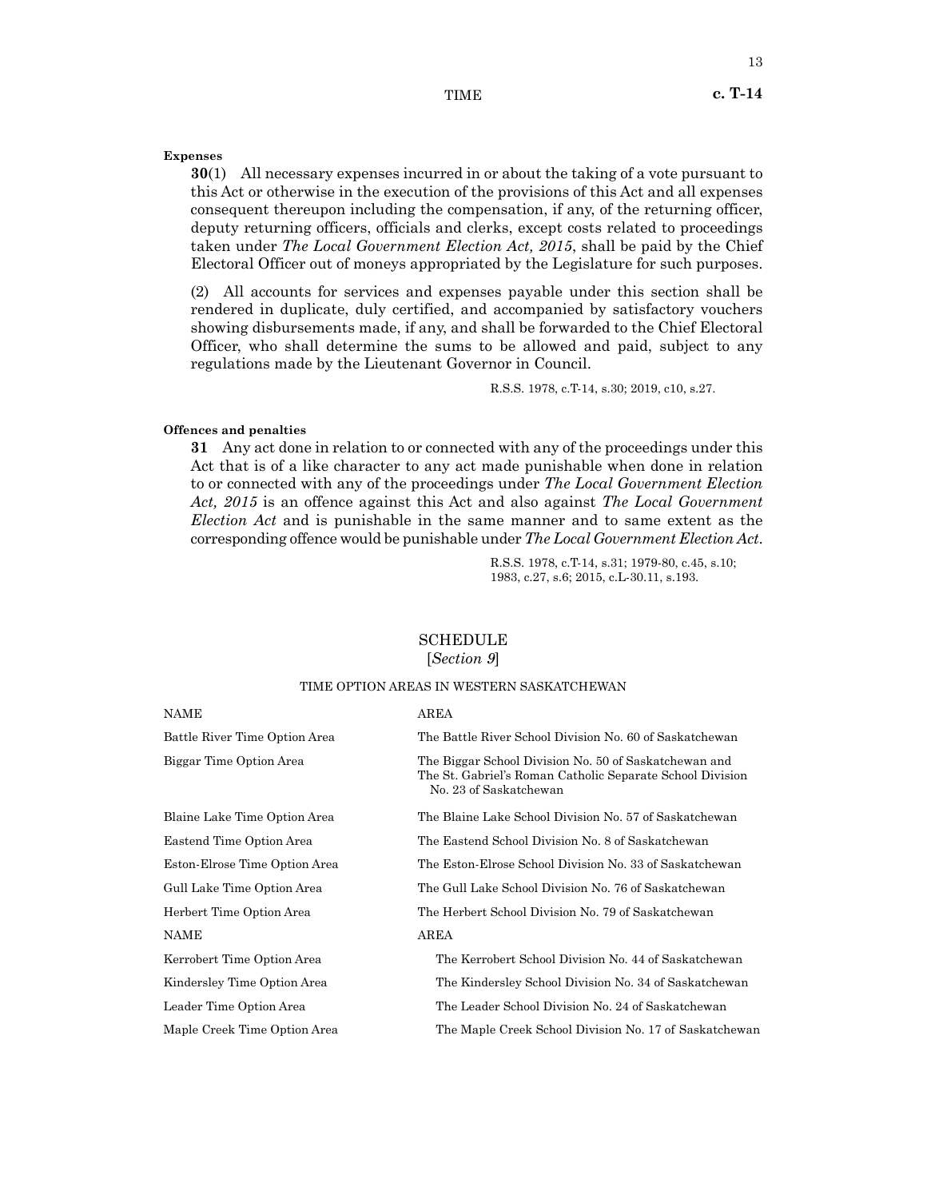**Expenses**

**30**(1) All necessary expenses incurred in or about the taking of a vote pursuant to this Act or otherwise in the execution of the provisions of this Act and all expenses consequent thereupon including the compensation, if any, of the returning officer, deputy returning officers, officials and clerks, except costs related to proceedings taken under *The Local Government Election Act, 2015*, shall be paid by the Chief Electoral Officer out of moneys appropriated by the Legislature for such purposes.

(2) All accounts for services and expenses payable under this section shall be rendered in duplicate, duly certified, and accompanied by satisfactory vouchers showing disbursements made, if any, and shall be forwarded to the Chief Electoral Officer, who shall determine the sums to be allowed and paid, subject to any regulations made by the Lieutenant Governor in Council.

R.S.S. 1978, c.T-14, s.30; 2019, c10, s.27.

**Offences and penalties**

**31** Any act done in relation to or connected with any of the proceedings under this Act that is of a like character to any act made punishable when done in relation to or connected with any of the proceedings under *The Local Government Election Act, 2015* is an offence against this Act and also against *The Local Government Election Act* and is punishable in the same manner and to same extent as the corresponding offence would be punishable under *The Local Government Election Act*.

R.S.S. 1978, c.T-14, s.31; 1979-80, c.45, s.10; 1983, c.27, s.6; 2015, c.L-30.11, s.193.

## SCHEDULE

[*Section 9*]

TIME OPTION AREAS IN WESTERN SASKATCHEWAN

| NAME | AREA |
|---|---|
| Battle River Time Option Area | The Battle River School Division No. 60 of Saskatchewan |
| Biggar Time Option Area | The Biggar School Division No. 50 of Saskatchewan and The St. Gabriel's Roman Catholic Separate School Division No. 23 of Saskatchewan |
| Blaine Lake Time Option Area | The Blaine Lake School Division No. 57 of Saskatchewan |
| Eastend Time Option Area | The Eastend School Division No. 8 of Saskatchewan |
| Eston-Elrose Time Option Area | The Eston-Elrose School Division No. 33 of Saskatchewan |
| Gull Lake Time Option Area | The Gull Lake School Division No. 76 of Saskatchewan |
| Herbert Time Option Area | The Herbert School Division No. 79 of Saskatchewan |
| Kerrobert Time Option Area | The Kerrobert School Division No. 44 of Saskatchewan |
| Kindersley Time Option Area | The Kindersley School Division No. 34 of Saskatchewan |
| Leader Time Option Area | The Leader School Division No. 24 of Saskatchewan |
| Maple Creek Time Option Area | The Maple Creek School Division No. 17 of Saskatchewan |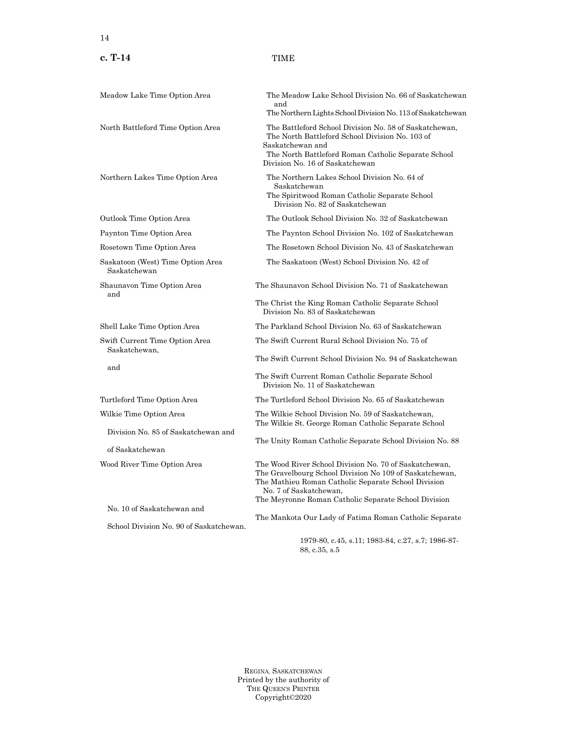| | |
|---|---|
| Meadow Lake Time Option Area | The Meadow Lake School Division No. 66 of Saskatchewan and The Northern Lights School Division No. 113 of Saskatchewan |
| North Battleford Time Option Area | The Battleford School Division No. 58 of Saskatchewan, The North Battleford School Division No. 103 of Saskatchewan and The North Battleford Roman Catholic Separate School Division No. 16 of Saskatchewan |
| Northern Lakes Time Option Area | The Northern Lakes School Division No. 64 of Saskatchewan The Spiritwood Roman Catholic Separate School Division No. 82 of Saskatchewan |
| Outlook Time Option Area | The Outlook School Division No. 32 of Saskatchewan |
| Paynton Time Option Area | The Paynton School Division No. 102 of Saskatchewan |
| Rosetown Time Option Area | The Rosetown School Division No. 43 of Saskatchewan |
| Saskatoon (West) Time Option Area | The Saskatoon (West) School Division No. 42 of Saskatchewan |
| Shaunavon Time Option Area | The Shaunavon School Division No. 71 of Saskatchewan and The Christ the King Roman Catholic Separate School Division No. 83 of Saskatchewan |
| Shell Lake Time Option Area | The Parkland School Division No. 63 of Saskatchewan |
| Swift Current Time Option Area | The Swift Current Rural School Division No. 75 of Saskatchewan, The Swift Current School Division No. 94 of Saskatchewan and The Swift Current Roman Catholic Separate School Division No. 11 of Saskatchewan |
| Turtleford Time Option Area | The Turtleford School Division No. 65 of Saskatchewan |
| Wilkie Time Option Area | The Wilkie School Division No. 59 of Saskatchewan, The Wilkie St. George Roman Catholic Separate School Division No. 85 of Saskatchewan and The Unity Roman Catholic Separate School Division No. 88 of Saskatchewan |
| Wood River Time Option Area | The Wood River School Division No. 70 of Saskatchewan, The Gravelbourg School Division No 109 of Saskatchewan, The Mathieu Roman Catholic Separate School Division No. 7 of Saskatchewan, The Meyronne Roman Catholic Separate School Division No. 10 of Saskatchewan and The Mankota Our Lady of Fatima Roman Catholic Separate School Division No. 90 of Saskatchewan. |

1979-80, c.45, s.11; 1983-84, c.27, s.7; 1986-87-88, c.35, s.5

REGINA, SASKATCHEWAN
Printed by the authority of
THE QUEEN'S PRINTER
Copyright©2020